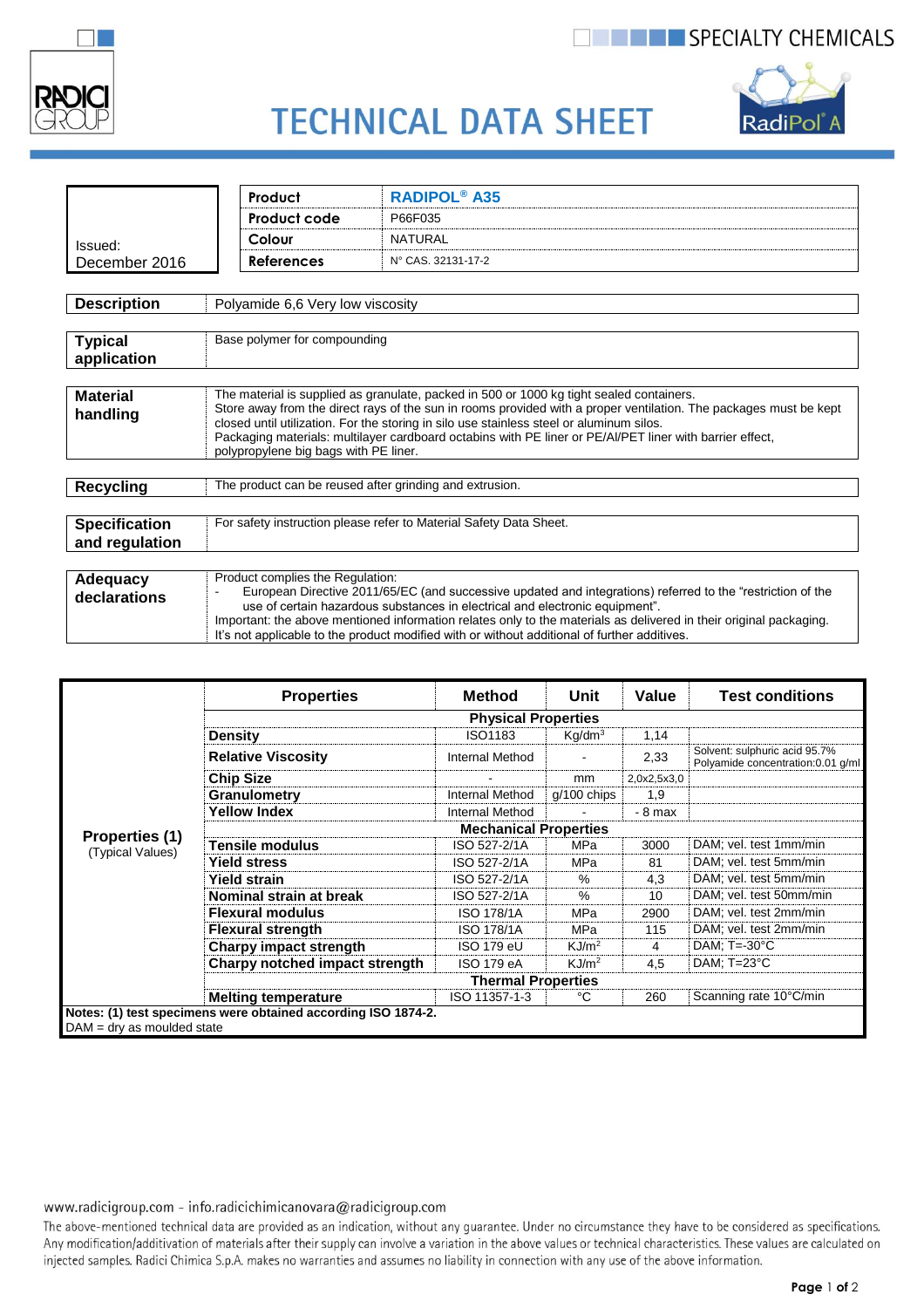SPECIALITY CHEMICALS

# TECHNICAL DATA SHEET

RadiPol® A

Issued:
December 2016

| | |
|---|---|
| **Product** | **RADIPOL® A35** |
| **Product code** | P66F035 |
| **Colour** | NATURAL |
| **References** | N° CAS. 32131-17-2 |

| | |
|---|---|
| **Description** | Polyamide 6,6 Very low viscosity |
| **Typical application** | Base polymer for compounding |
| **Material handling** | The material is supplied as granulate, packed in 500 or 1000 kg tight sealed containers. Store away from the direct rays of the sun in rooms provided with a proper ventilation. The packages must be kept closed until utilization. For the storing in silo use stainless steel or aluminum silos. Packaging materials: multilayer cardboard octabins with PE liner or PE/Al/PET liner with barrier effect, polypropylene big bags with PE liner. |
| **Recycling** | The product can be reused after grinding and extrusion. |
| **Specification and regulation** | For safety instruction please refer to Material Safety Data Sheet. |
| **Adequacy declarations** | Product complies the Regulation:<br>- European Directive 2011/65/EC (and successive updated and integrations) referred to the "restriction of the use of certain hazardous substances in electrical and electronic equipment".<br>Important: the above mentioned information relates only to the materials as delivered in their original packaging. It's not applicable to the product modified with or without additional of further additives. |

**Properties (1)** (Typical Values)

| Properties | Method | Unit | Value | Test conditions |
|---|---|---|---|---|
| **Physical Properties** | | | | |
| **Density** | ISO1183 | Kg/dm³ | 1,14 | |
| **Relative Viscosity** | Internal Method | - | 2,33 | Solvent: sulphuric acid 95.7% Polyamide concentration:0.01 g/ml |
| **Chip Size** | - | mm | 2,0x2,5x3,0 | |
| **Granulometry** | Internal Method | g/100 chips | 1,9 | |
| **Yellow Index** | Internal Method | - | - 8 max | |
| **Mechanical Properties** | | | | |
| **Tensile modulus** | ISO 527-2/1A | MPa | 3000 | DAM; vel. test 1mm/min |
| **Yield stress** | ISO 527-2/1A | MPa | 81 | DAM; vel. test 5mm/min |
| **Yield strain** | ISO 527-2/1A | % | 4,3 | DAM; vel. test 5mm/min |
| **Nominal strain at break** | ISO 527-2/1A | % | 10 | DAM; vel. test 50mm/min |
| **Flexural modulus** | ISO 178/1A | MPa | 2900 | DAM; vel. test 2mm/min |
| **Flexural strength** | ISO 178/1A | MPa | 115 | DAM; vel. test 2mm/min |
| **Charpy impact strength** | ISO 179 eU | KJ/m² | 4 | DAM; T=-30°C |
| **Charpy notched impact strength** | ISO 179 eA | KJ/m² | 4,5 | DAM; T=23°C |
| **Thermal Properties** | | | | |
| **Melting temperature** | ISO 11357-1-3 | °C | 260 | Scanning rate 10°C/min |

**Notes: (1) test specimens were obtained according ISO 1874-2.**
DAM = dry as moulded state

www.radicigroup.com - info.radicichimicanovara@radicigroup.com

The above-mentioned technical data are provided as an indication, without any guarantee. Under no circumstance they have to be considered as specifications. Any modification/additivation of materials after their supply can involve a variation in the above values or technical characteristics. These values are calculated on injected samples. Radici Chimica S.p.A. makes no warranties and assumes no liability in connection with any use of the above information.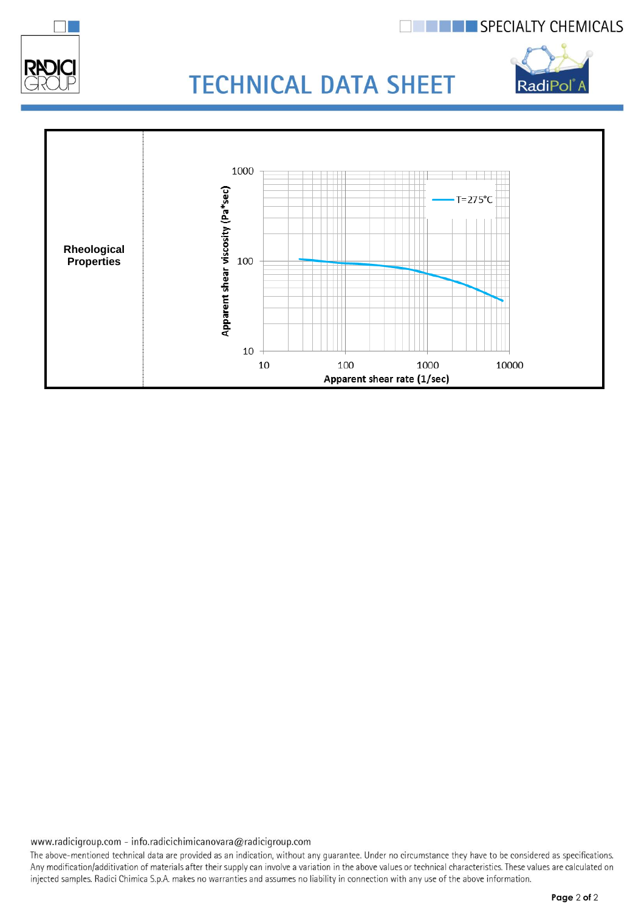**Rheological Properties**

Apparent shear viscosity (Pa*sec)

1000

100

10

10

100

1000

10000

Apparent shear rate (1/sec)

T=275°C

www.radicigroup.com - info.radicichimicanovara@radicigroup.com

The above-mentioned technical data are provided as an indication, without any guarantee. Under no circumstance they have to be considered as specifications. Any modification/additivation of materials after their supply can involve a variation in the above values or technical characteristics. These values are calculated on injected samples. Radici Chimica S.p.A. makes no warranties and assumes no liability in connection with any use of the above information.